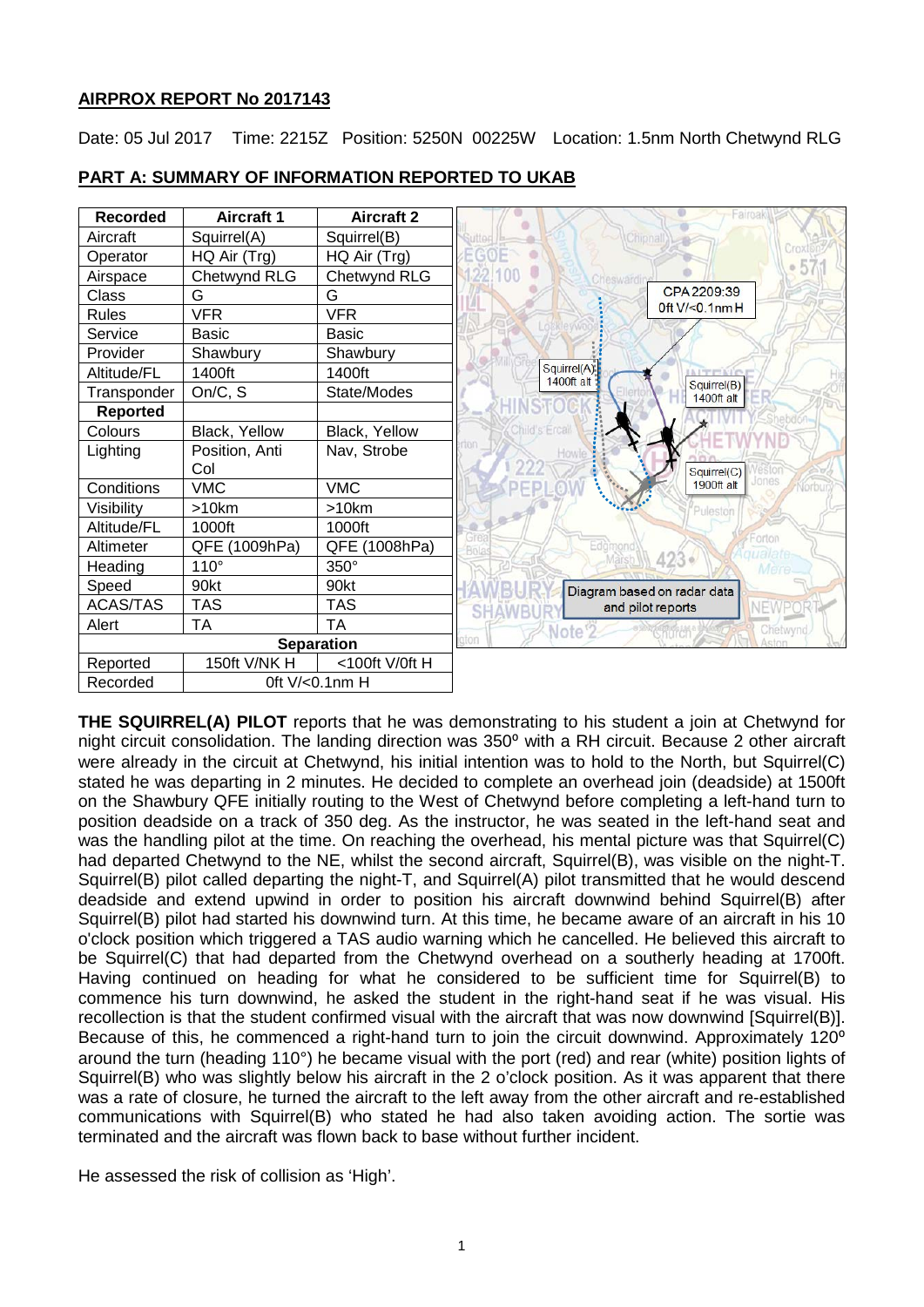**AIRPROX REPORT No 2017143**

Date: 05 Jul 2017 Time: 2215Z Position: 5250N 00225W Location: 1.5nm North Chetwynd RLG

**PART A: SUMMARY OF INFORMATION REPORTED TO UKAB**

| Recorded | Aircraft 1 | Aircraft 2 |
|---|---|---|
| Aircraft | Squirrel(A) | Squirrel(B) |
| Operator | HQ Air (Trg) | HQ Air (Trg) |
| Airspace | Chetwynd RLG | Chetwynd RLG |
| Class | G | G |
| Rules | VFR | VFR |
| Service | Basic | Basic |
| Provider | Shawbury | Shawbury |
| Altitude/FL | 1400ft | 1400ft |
| Transponder | On/C, S | State/Modes |
| **Reported** | | |
| Colours | Black, Yellow | Black, Yellow |
| Lighting | Position, Anti Col | Nav, Strobe |
| Conditions | VMC | VMC |
| Visibility | >10km | >10km |
| Altitude/FL | 1000ft | 1000ft |
| Altimeter | QFE (1009hPa) | QFE (1008hPa) |
| Heading | 110° | 350° |
| Speed | 90kt | 90kt |
| ACAS/TAS | TAS | TAS |
| Alert | TA | TA |
| **Separation** | | |
| Reported | 150ft V/NK H | <100ft V/0ft H |
| Recorded | 0ft V/<0.1nm H | |

**THE SQUIRREL(A) PILOT** reports that he was demonstrating to his student a join at Chetwynd for night circuit consolidation. The landing direction was 350º with a RH circuit. Because 2 other aircraft were already in the circuit at Chetwynd, his initial intention was to hold to the North, but Squirrel(C) stated he was departing in 2 minutes. He decided to complete an overhead join (deadside) at 1500ft on the Shawbury QFE initially routing to the West of Chetwynd before completing a left-hand turn to position deadside on a track of 350 deg. As the instructor, he was seated in the left-hand seat and was the handling pilot at the time. On reaching the overhead, his mental picture was that Squirrel(C) had departed Chetwynd to the NE, whilst the second aircraft, Squirrel(B), was visible on the night-T. Squirrel(B) pilot called departing the night-T, and Squirrel(A) pilot transmitted that he would descend deadside and extend upwind in order to position his aircraft downwind behind Squirrel(B) after Squirrel(B) pilot had started his downwind turn. At this time, he became aware of an aircraft in his 10 o'clock position which triggered a TAS audio warning which he cancelled. He believed this aircraft to be Squirrel(C) that had departed from the Chetwynd overhead on a southerly heading at 1700ft. Having continued on heading for what he considered to be sufficient time for Squirrel(B) to commence his turn downwind, he asked the student in the right-hand seat if he was visual. His recollection is that the student confirmed visual with the aircraft that was now downwind [Squirrel(B)]. Because of this, he commenced a right-hand turn to join the circuit downwind. Approximately 120º around the turn (heading 110°) he became visual with the port (red) and rear (white) position lights of Squirrel(B) who was slightly below his aircraft in the 2 o'clock position. As it was apparent that there was a rate of closure, he turned the aircraft to the left away from the other aircraft and re-established communications with Squirrel(B) who stated he had also taken avoiding action. The sortie was terminated and the aircraft was flown back to base without further incident.

He assessed the risk of collision as 'High'.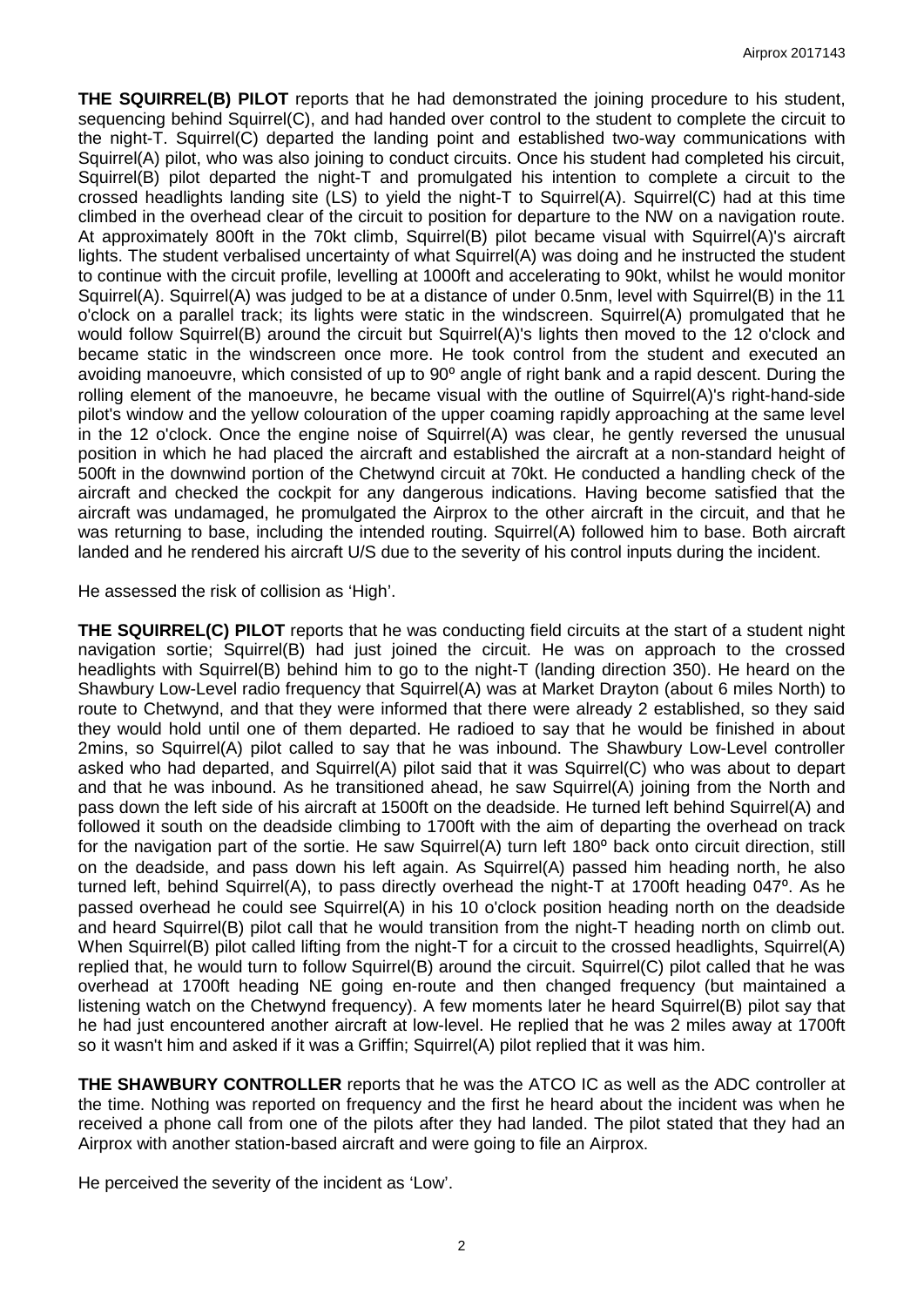**THE SQUIRREL(B) PILOT** reports that he had demonstrated the joining procedure to his student, sequencing behind Squirrel(C), and had handed over control to the student to complete the circuit to the night-T. Squirrel(C) departed the landing point and established two-way communications with Squirrel(A) pilot, who was also joining to conduct circuits. Once his student had completed his circuit, Squirrel(B) pilot departed the night-T and promulgated his intention to complete a circuit to the crossed headlights landing site (LS) to yield the night-T to Squirrel(A). Squirrel(C) had at this time climbed in the overhead clear of the circuit to position for departure to the NW on a navigation route. At approximately 800ft in the 70kt climb, Squirrel(B) pilot became visual with Squirrel(A)'s aircraft lights. The student verbalised uncertainty of what Squirrel(A) was doing and he instructed the student to continue with the circuit profile, levelling at 1000ft and accelerating to 90kt, whilst he would monitor Squirrel(A). Squirrel(A) was judged to be at a distance of under 0.5nm, level with Squirrel(B) in the 11 o'clock on a parallel track; its lights were static in the windscreen. Squirrel(A) promulgated that he would follow Squirrel(B) around the circuit but Squirrel(A)'s lights then moved to the 12 o'clock and became static in the windscreen once more. He took control from the student and executed an avoiding manoeuvre, which consisted of up to 90º angle of right bank and a rapid descent. During the rolling element of the manoeuvre, he became visual with the outline of Squirrel(A)'s right-hand-side pilot's window and the yellow colouration of the upper coaming rapidly approaching at the same level in the 12 o'clock. Once the engine noise of Squirrel(A) was clear, he gently reversed the unusual position in which he had placed the aircraft and established the aircraft at a non-standard height of 500ft in the downwind portion of the Chetwynd circuit at 70kt. He conducted a handling check of the aircraft and checked the cockpit for any dangerous indications. Having become satisfied that the aircraft was undamaged, he promulgated the Airprox to the other aircraft in the circuit, and that he was returning to base, including the intended routing. Squirrel(A) followed him to base. Both aircraft landed and he rendered his aircraft U/S due to the severity of his control inputs during the incident.

He assessed the risk of collision as 'High'.

**THE SQUIRREL(C) PILOT** reports that he was conducting field circuits at the start of a student night navigation sortie; Squirrel(B) had just joined the circuit. He was on approach to the crossed headlights with Squirrel(B) behind him to go to the night-T (landing direction 350). He heard on the Shawbury Low-Level radio frequency that Squirrel(A) was at Market Drayton (about 6 miles North) to route to Chetwynd, and that they were informed that there were already 2 established, so they said they would hold until one of them departed. He radioed to say that he would be finished in about 2mins, so Squirrel(A) pilot called to say that he was inbound. The Shawbury Low-Level controller asked who had departed, and Squirrel(A) pilot said that it was Squirrel(C) who was about to depart and that he was inbound. As he transitioned ahead, he saw Squirrel(A) joining from the North and pass down the left side of his aircraft at 1500ft on the deadside. He turned left behind Squirrel(A) and followed it south on the deadside climbing to 1700ft with the aim of departing the overhead on track for the navigation part of the sortie. He saw Squirrel(A) turn left 180º back onto circuit direction, still on the deadside, and pass down his left again. As Squirrel(A) passed him heading north, he also turned left, behind Squirrel(A), to pass directly overhead the night-T at 1700ft heading 047º. As he passed overhead he could see Squirrel(A) in his 10 o'clock position heading north on the deadside and heard Squirrel(B) pilot call that he would transition from the night-T heading north on climb out. When Squirrel(B) pilot called lifting from the night-T for a circuit to the crossed headlights, Squirrel(A) replied that, he would turn to follow Squirrel(B) around the circuit. Squirrel(C) pilot called that he was overhead at 1700ft heading NE going en-route and then changed frequency (but maintained a listening watch on the Chetwynd frequency). A few moments later he heard Squirrel(B) pilot say that he had just encountered another aircraft at low-level. He replied that he was 2 miles away at 1700ft so it wasn't him and asked if it was a Griffin; Squirrel(A) pilot replied that it was him.

**THE SHAWBURY CONTROLLER** reports that he was the ATCO IC as well as the ADC controller at the time. Nothing was reported on frequency and the first he heard about the incident was when he received a phone call from one of the pilots after they had landed. The pilot stated that they had an Airprox with another station-based aircraft and were going to file an Airprox.

He perceived the severity of the incident as 'Low'.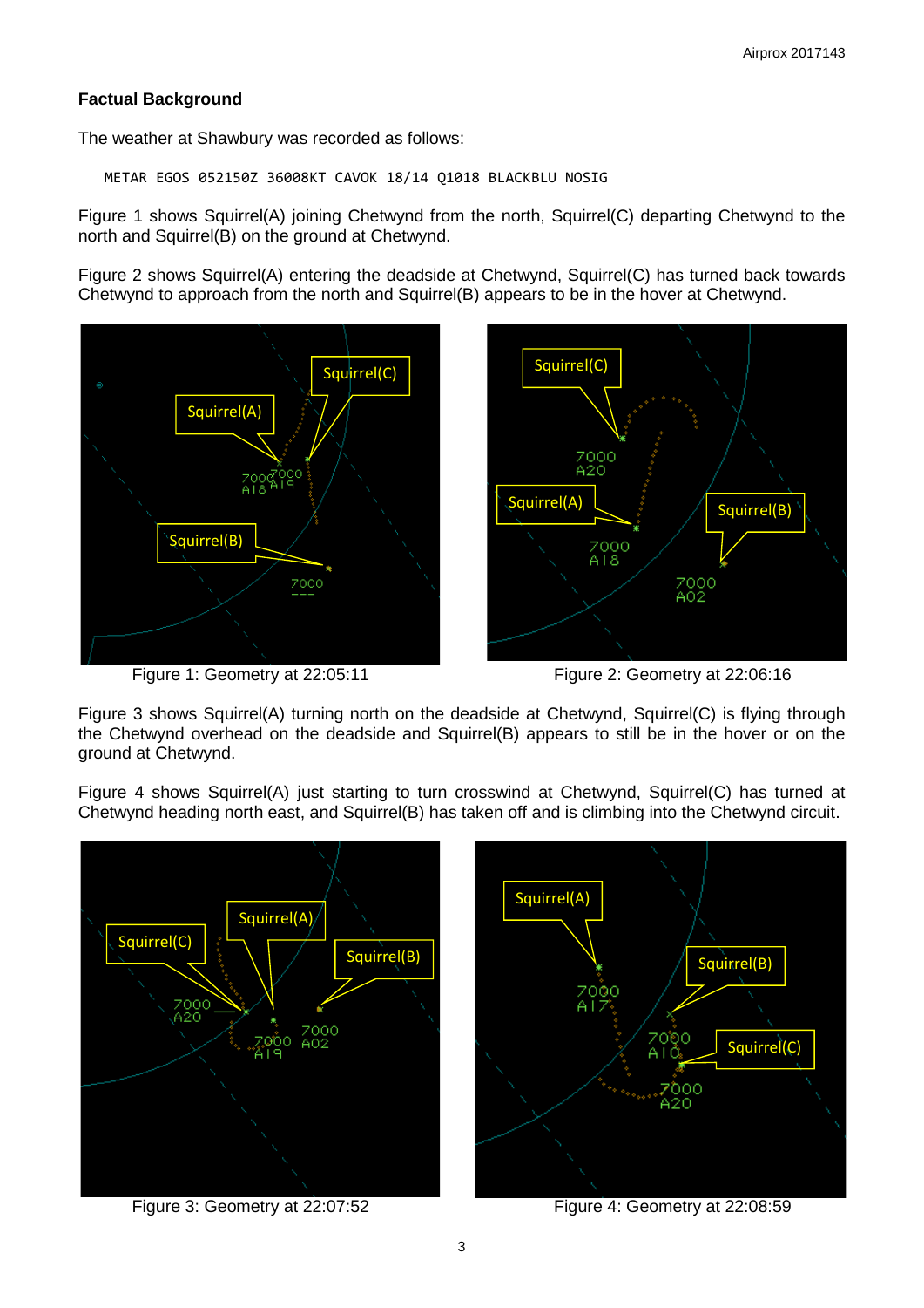## Factual Background

The weather at Shawbury was recorded as follows:

```
METAR EGOS 052150Z 36008KT CAVOK 18/14 Q1018 BLACKBLU NOSIG
```

Figure 1 shows Squirrel(A) joining Chetwynd from the north, Squirrel(C) departing Chetwynd to the north and Squirrel(B) on the ground at Chetwynd.

Figure 2 shows Squirrel(A) entering the deadside at Chetwynd, Squirrel(C) has turned back towards Chetwynd to approach from the north and Squirrel(B) appears to be in the hover at Chetwynd.

Figure 1: Geometry at 22:05:11

Figure 2: Geometry at 22:06:16

Figure 3 shows Squirrel(A) turning north on the deadside at Chetwynd, Squirrel(C) is flying through the Chetwynd overhead on the deadside and Squirrel(B) appears to still be in the hover or on the ground at Chetwynd.

Figure 4 shows Squirrel(A) just starting to turn crosswind at Chetwynd, Squirrel(C) has turned at Chetwynd heading north east, and Squirrel(B) has taken off and is climbing into the Chetwynd circuit.

Figure 3: Geometry at 22:07:52

Figure 4: Geometry at 22:08:59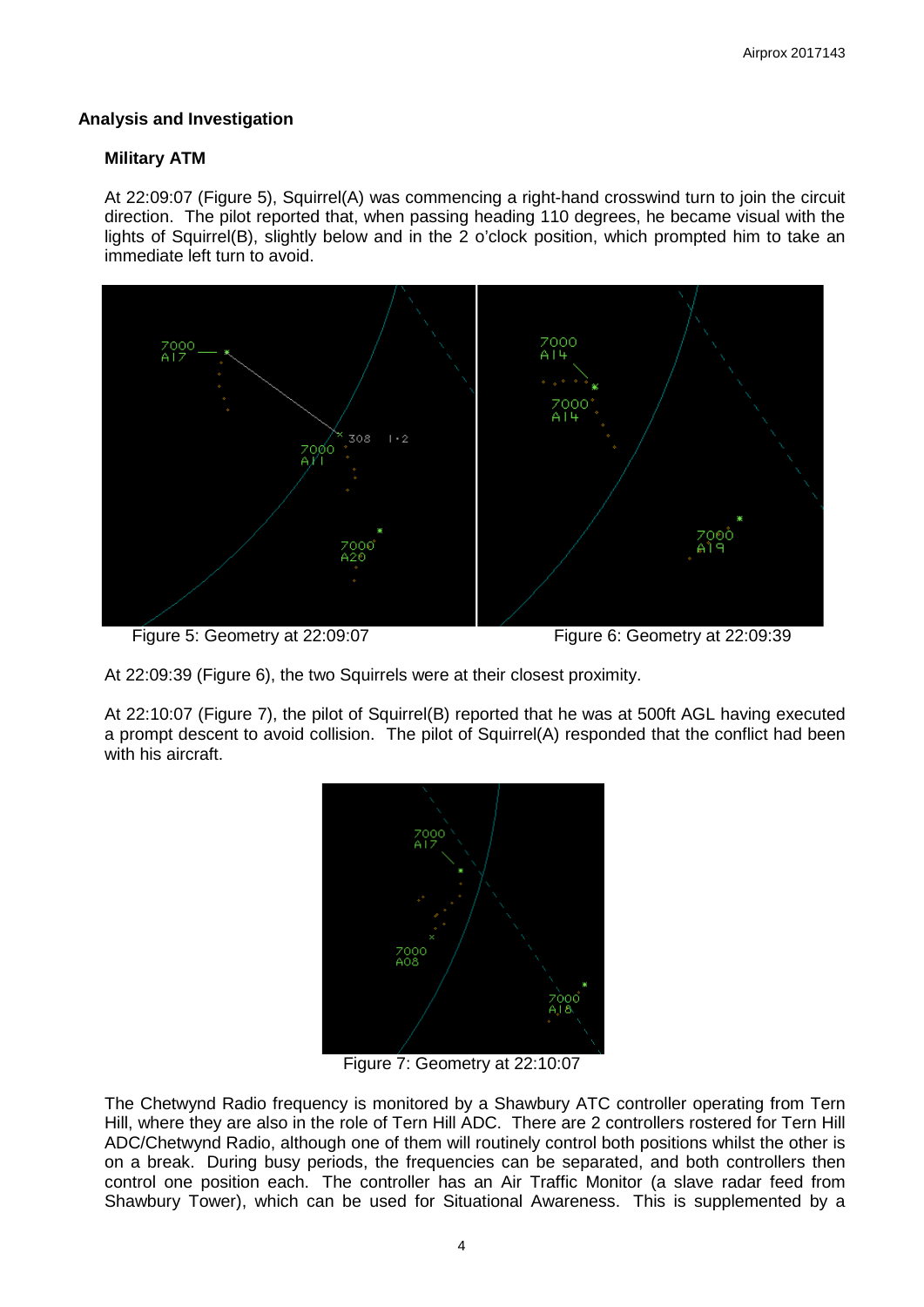## Analysis and Investigation

### Military ATM

At 22:09:07 (Figure 5), Squirrel(A) was commencing a right-hand crosswind turn to join the circuit direction. The pilot reported that, when passing heading 110 degrees, he became visual with the lights of Squirrel(B), slightly below and in the 2 o'clock position, which prompted him to take an immediate left turn to avoid.

Figure 5: Geometry at 22:09:07

Figure 6: Geometry at 22:09:39

At 22:09:39 (Figure 6), the two Squirrels were at their closest proximity.

At 22:10:07 (Figure 7), the pilot of Squirrel(B) reported that he was at 500ft AGL having executed a prompt descent to avoid collision. The pilot of Squirrel(A) responded that the conflict had been with his aircraft.

Figure 7: Geometry at 22:10:07

The Chetwynd Radio frequency is monitored by a Shawbury ATC controller operating from Tern Hill, where they are also in the role of Tern Hill ADC. There are 2 controllers rostered for Tern Hill ADC/Chetwynd Radio, although one of them will routinely control both positions whilst the other is on a break. During busy periods, the frequencies can be separated, and both controllers then control one position each. The controller has an Air Traffic Monitor (a slave radar feed from Shawbury Tower), which can be used for Situational Awareness. This is supplemented by a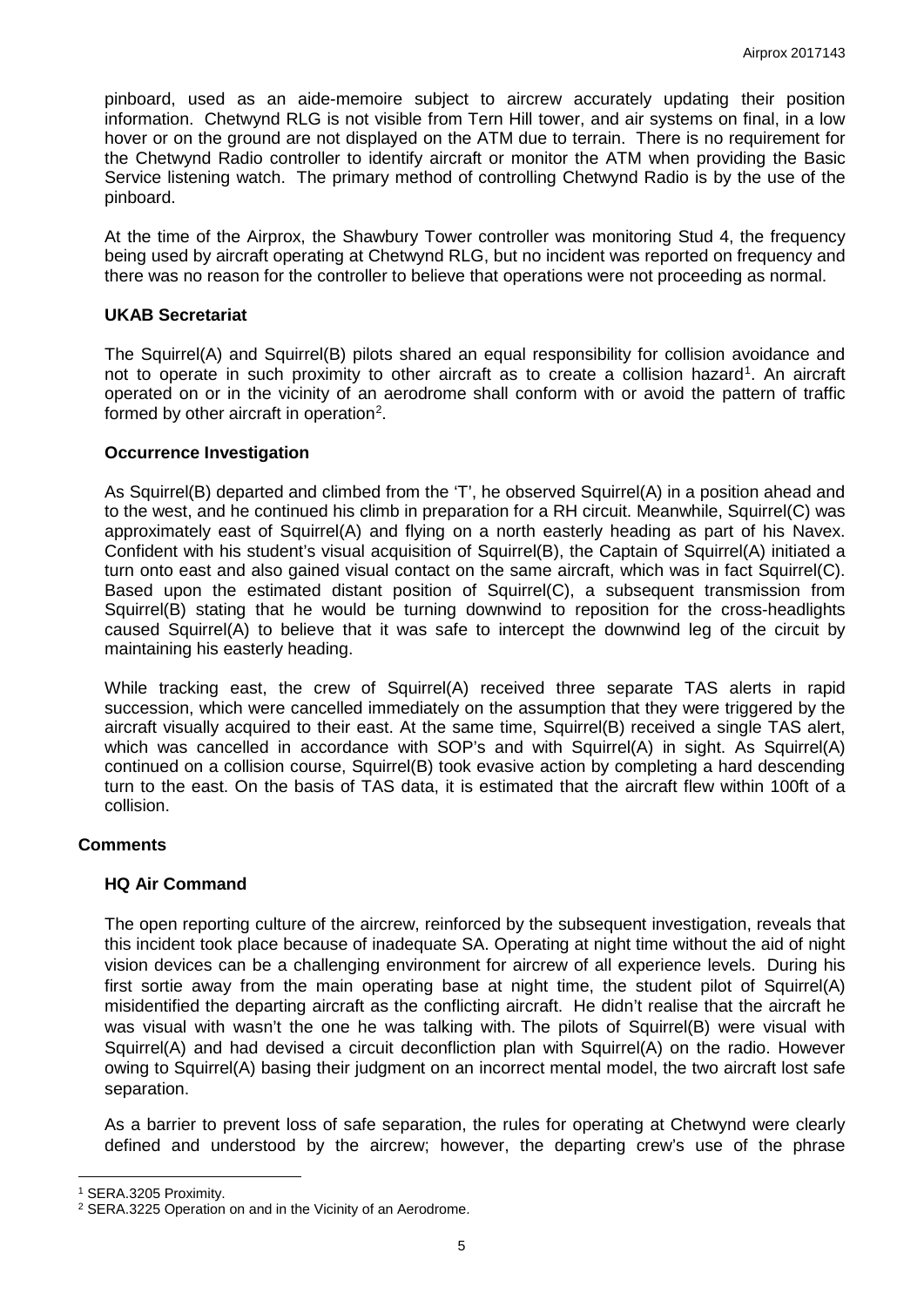pinboard, used as an aide-memoire subject to aircrew accurately updating their position information. Chetwynd RLG is not visible from Tern Hill tower, and air systems on final, in a low hover or on the ground are not displayed on the ATM due to terrain. There is no requirement for the Chetwynd Radio controller to identify aircraft or monitor the ATM when providing the Basic Service listening watch. The primary method of controlling Chetwynd Radio is by the use of the pinboard.

At the time of the Airprox, the Shawbury Tower controller was monitoring Stud 4, the frequency being used by aircraft operating at Chetwynd RLG, but no incident was reported on frequency and there was no reason for the controller to believe that operations were not proceeding as normal.

### UKAB Secretariat

The Squirrel(A) and Squirrel(B) pilots shared an equal responsibility for collision avoidance and not to operate in such proximity to other aircraft as to create a collision hazard[1]. An aircraft operated on or in the vicinity of an aerodrome shall conform with or avoid the pattern of traffic formed by other aircraft in operation[2].

### Occurrence Investigation

As Squirrel(B) departed and climbed from the 'T', he observed Squirrel(A) in a position ahead and to the west, and he continued his climb in preparation for a RH circuit. Meanwhile, Squirrel(C) was approximately east of Squirrel(A) and flying on a north easterly heading as part of his Navex. Confident with his student's visual acquisition of Squirrel(B), the Captain of Squirrel(A) initiated a turn onto east and also gained visual contact on the same aircraft, which was in fact Squirrel(C). Based upon the estimated distant position of Squirrel(C), a subsequent transmission from Squirrel(B) stating that he would be turning downwind to reposition for the cross-headlights caused Squirrel(A) to believe that it was safe to intercept the downwind leg of the circuit by maintaining his easterly heading.

While tracking east, the crew of Squirrel(A) received three separate TAS alerts in rapid succession, which were cancelled immediately on the assumption that they were triggered by the aircraft visually acquired to their east. At the same time, Squirrel(B) received a single TAS alert, which was cancelled in accordance with SOP's and with Squirrel(A) in sight. As Squirrel(A) continued on a collision course, Squirrel(B) took evasive action by completing a hard descending turn to the east. On the basis of TAS data, it is estimated that the aircraft flew within 100ft of a collision.

## Comments

### HQ Air Command

The open reporting culture of the aircrew, reinforced by the subsequent investigation, reveals that this incident took place because of inadequate SA. Operating at night time without the aid of night vision devices can be a challenging environment for aircrew of all experience levels. During his first sortie away from the main operating base at night time, the student pilot of Squirrel(A) misidentified the departing aircraft as the conflicting aircraft. He didn't realise that the aircraft he was visual with wasn't the one he was talking with. The pilots of Squirrel(B) were visual with Squirrel(A) and had devised a circuit deconfliction plan with Squirrel(A) on the radio. However owing to Squirrel(A) basing their judgment on an incorrect mental model, the two aircraft lost safe separation.

As a barrier to prevent loss of safe separation, the rules for operating at Chetwynd were clearly defined and understood by the aircrew; however, the departing crew's use of the phrase

[1] SERA.3205 Proximity.
[2] SERA.3225 Operation on and in the Vicinity of an Aerodrome.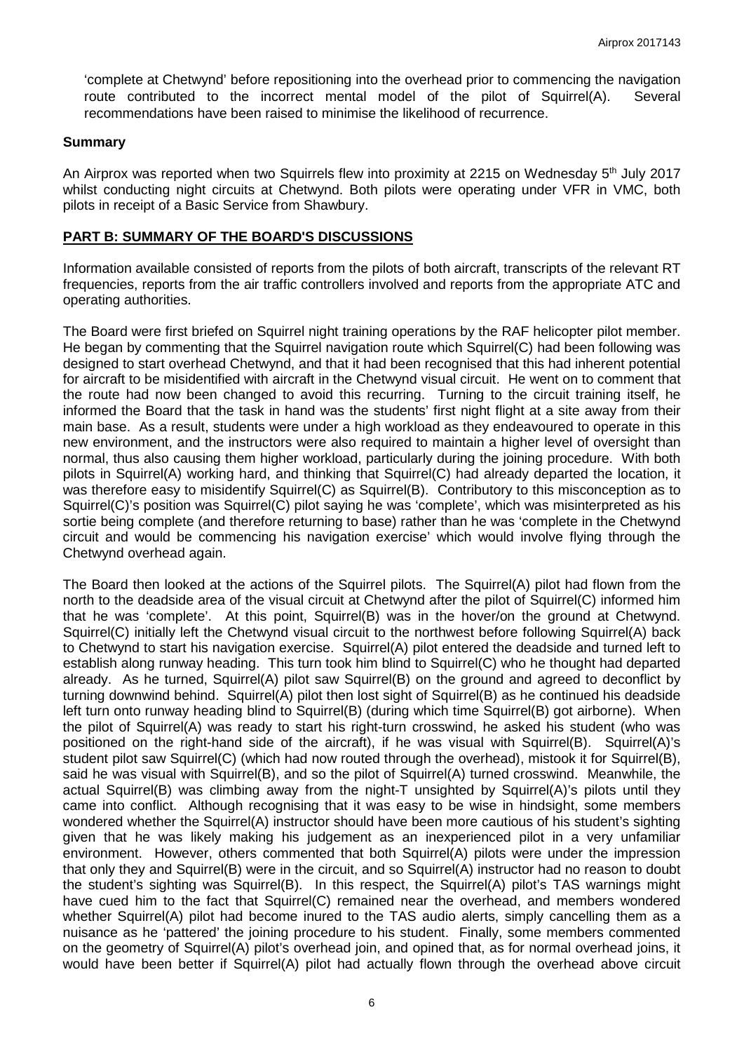'complete at Chetwynd' before repositioning into the overhead prior to commencing the navigation route contributed to the incorrect mental model of the pilot of Squirrel(A). Several recommendations have been raised to minimise the likelihood of recurrence.

### Summary

An Airprox was reported when two Squirrels flew into proximity at 2215 on Wednesday 5th July 2017 whilst conducting night circuits at Chetwynd. Both pilots were operating under VFR in VMC, both pilots in receipt of a Basic Service from Shawbury.

## PART B: SUMMARY OF THE BOARD'S DISCUSSIONS

Information available consisted of reports from the pilots of both aircraft, transcripts of the relevant RT frequencies, reports from the air traffic controllers involved and reports from the appropriate ATC and operating authorities.

The Board were first briefed on Squirrel night training operations by the RAF helicopter pilot member. He began by commenting that the Squirrel navigation route which Squirrel(C) had been following was designed to start overhead Chetwynd, and that it had been recognised that this had inherent potential for aircraft to be misidentified with aircraft in the Chetwynd visual circuit. He went on to comment that the route had now been changed to avoid this recurring. Turning to the circuit training itself, he informed the Board that the task in hand was the students' first night flight at a site away from their main base. As a result, students were under a high workload as they endeavoured to operate in this new environment, and the instructors were also required to maintain a higher level of oversight than normal, thus also causing them higher workload, particularly during the joining procedure. With both pilots in Squirrel(A) working hard, and thinking that Squirrel(C) had already departed the location, it was therefore easy to misidentify Squirrel(C) as Squirrel(B). Contributory to this misconception as to Squirrel(C)'s position was Squirrel(C) pilot saying he was 'complete', which was misinterpreted as his sortie being complete (and therefore returning to base) rather than he was 'complete in the Chetwynd circuit and would be commencing his navigation exercise' which would involve flying through the Chetwynd overhead again.

The Board then looked at the actions of the Squirrel pilots. The Squirrel(A) pilot had flown from the north to the deadside area of the visual circuit at Chetwynd after the pilot of Squirrel(C) informed him that he was 'complete'. At this point, Squirrel(B) was in the hover/on the ground at Chetwynd. Squirrel(C) initially left the Chetwynd visual circuit to the northwest before following Squirrel(A) back to Chetwynd to start his navigation exercise. Squirrel(A) pilot entered the deadside and turned left to establish along runway heading. This turn took him blind to Squirrel(C) who he thought had departed already. As he turned, Squirrel(A) pilot saw Squirrel(B) on the ground and agreed to deconflict by turning downwind behind. Squirrel(A) pilot then lost sight of Squirrel(B) as he continued his deadside left turn onto runway heading blind to Squirrel(B) (during which time Squirrel(B) got airborne). When the pilot of Squirrel(A) was ready to start his right-turn crosswind, he asked his student (who was positioned on the right-hand side of the aircraft), if he was visual with Squirrel(B). Squirrel(A)'s student pilot saw Squirrel(C) (which had now routed through the overhead), mistook it for Squirrel(B), said he was visual with Squirrel(B), and so the pilot of Squirrel(A) turned crosswind. Meanwhile, the actual Squirrel(B) was climbing away from the night-T unsighted by Squirrel(A)'s pilots until they came into conflict. Although recognising that it was easy to be wise in hindsight, some members wondered whether the Squirrel(A) instructor should have been more cautious of his student's sighting given that he was likely making his judgement as an inexperienced pilot in a very unfamiliar environment. However, others commented that both Squirrel(A) pilots were under the impression that only they and Squirrel(B) were in the circuit, and so Squirrel(A) instructor had no reason to doubt the student's sighting was Squirrel(B). In this respect, the Squirrel(A) pilot's TAS warnings might have cued him to the fact that Squirrel(C) remained near the overhead, and members wondered whether Squirrel(A) pilot had become inured to the TAS audio alerts, simply cancelling them as a nuisance as he 'pattered' the joining procedure to his student. Finally, some members commented on the geometry of Squirrel(A) pilot's overhead join, and opined that, as for normal overhead joins, it would have been better if Squirrel(A) pilot had actually flown through the overhead above circuit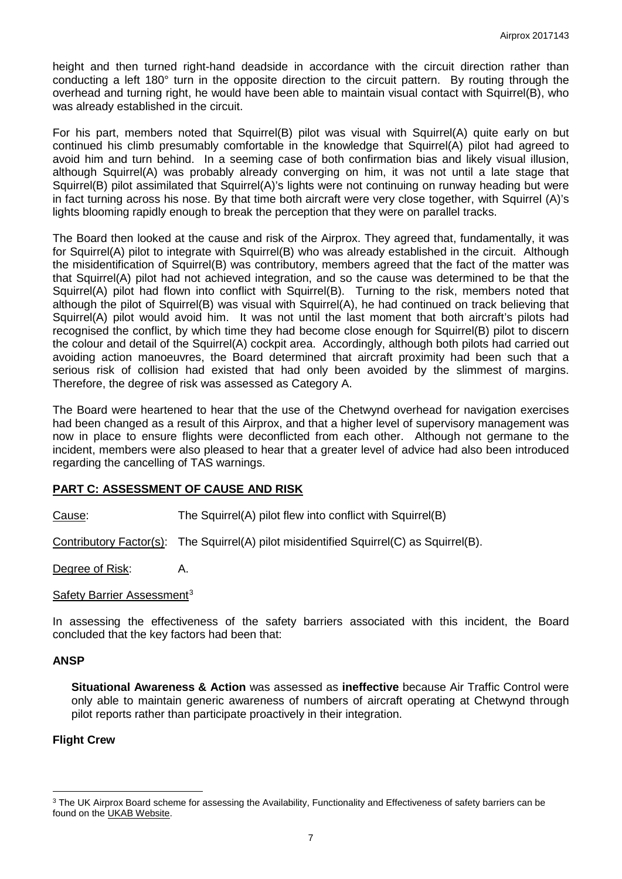height and then turned right-hand deadside in accordance with the circuit direction rather than conducting a left 180° turn in the opposite direction to the circuit pattern. By routing through the overhead and turning right, he would have been able to maintain visual contact with Squirrel(B), who was already established in the circuit.

For his part, members noted that Squirrel(B) pilot was visual with Squirrel(A) quite early on but continued his climb presumably comfortable in the knowledge that Squirrel(A) pilot had agreed to avoid him and turn behind. In a seeming case of both confirmation bias and likely visual illusion, although Squirrel(A) was probably already converging on him, it was not until a late stage that Squirrel(B) pilot assimilated that Squirrel(A)'s lights were not continuing on runway heading but were in fact turning across his nose. By that time both aircraft were very close together, with Squirrel (A)'s lights blooming rapidly enough to break the perception that they were on parallel tracks.

The Board then looked at the cause and risk of the Airprox. They agreed that, fundamentally, it was for Squirrel(A) pilot to integrate with Squirrel(B) who was already established in the circuit. Although the misidentification of Squirrel(B) was contributory, members agreed that the fact of the matter was that Squirrel(A) pilot had not achieved integration, and so the cause was determined to be that the Squirrel(A) pilot had flown into conflict with Squirrel(B). Turning to the risk, members noted that although the pilot of Squirrel(B) was visual with Squirrel(A), he had continued on track believing that Squirrel(A) pilot would avoid him. It was not until the last moment that both aircraft's pilots had recognised the conflict, by which time they had become close enough for Squirrel(B) pilot to discern the colour and detail of the Squirrel(A) cockpit area. Accordingly, although both pilots had carried out avoiding action manoeuvres, the Board determined that aircraft proximity had been such that a serious risk of collision had existed that had only been avoided by the slimmest of margins. Therefore, the degree of risk was assessed as Category A.

The Board were heartened to hear that the use of the Chetwynd overhead for navigation exercises had been changed as a result of this Airprox, and that a higher level of supervisory management was now in place to ensure flights were deconflicted from each other. Although not germane to the incident, members were also pleased to hear that a greater level of advice had also been introduced regarding the cancelling of TAS warnings.

## PART C: ASSESSMENT OF CAUSE AND RISK

Cause: The Squirrel(A) pilot flew into conflict with Squirrel(B)

Contributory Factor(s): The Squirrel(A) pilot misidentified Squirrel(C) as Squirrel(B).

Degree of Risk: A.

Safety Barrier Assessment[3]

In assessing the effectiveness of the safety barriers associated with this incident, the Board concluded that the key factors had been that:

### ANSP

**Situational Awareness & Action** was assessed as **ineffective** because Air Traffic Control were only able to maintain generic awareness of numbers of aircraft operating at Chetwynd through pilot reports rather than participate proactively in their integration.

### Flight Crew

[3] The UK Airprox Board scheme for assessing the Availability, Functionality and Effectiveness of safety barriers can be found on the UKAB Website.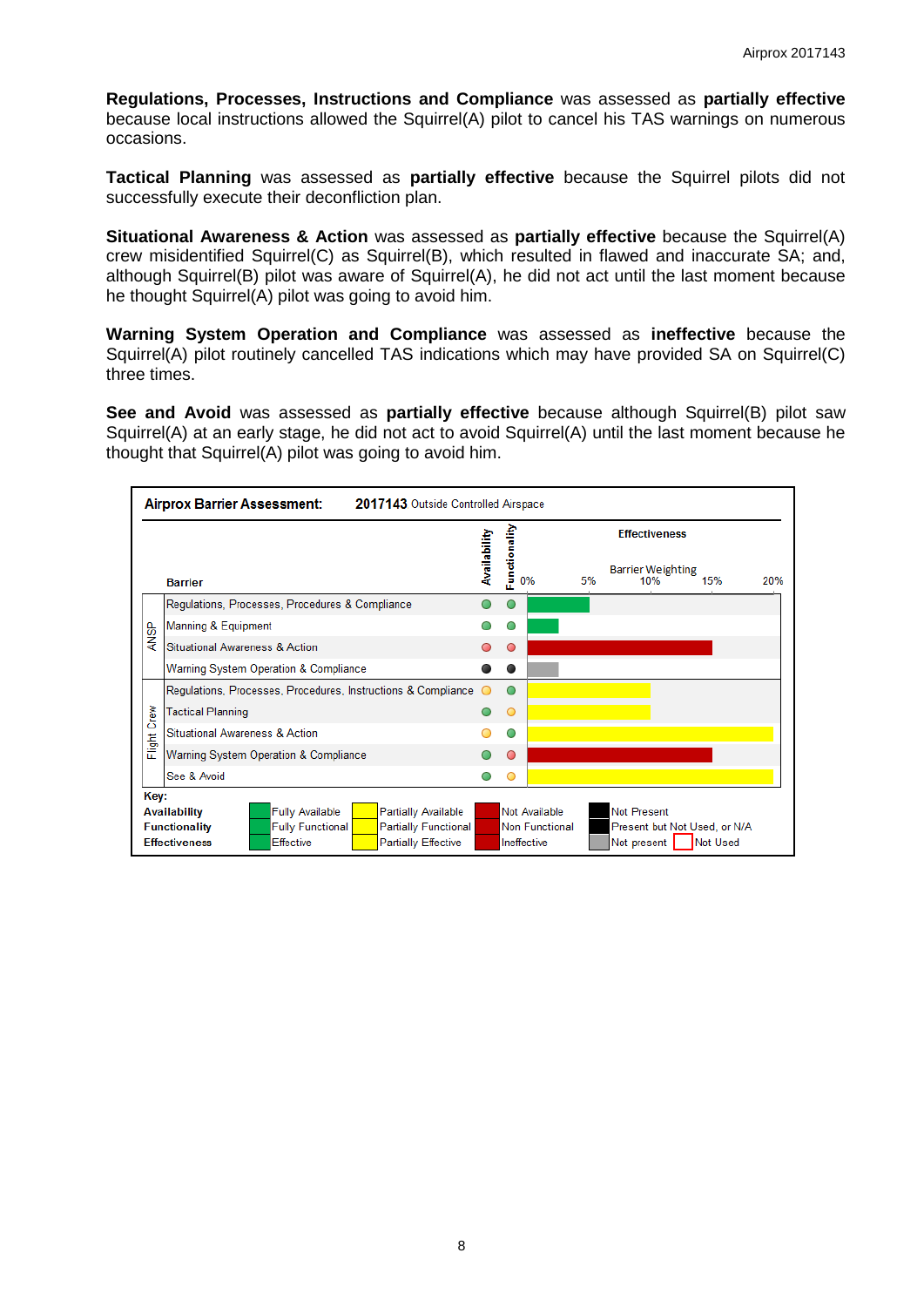**Regulations, Processes, Instructions and Compliance** was assessed as **partially effective** because local instructions allowed the Squirrel(A) pilot to cancel his TAS warnings on numerous occasions.

**Tactical Planning** was assessed as **partially effective** because the Squirrel pilots did not successfully execute their deconfliction plan.

**Situational Awareness & Action** was assessed as **partially effective** because the Squirrel(A) crew misidentified Squirrel(C) as Squirrel(B), which resulted in flawed and inaccurate SA; and, although Squirrel(B) pilot was aware of Squirrel(A), he did not act until the last moment because he thought Squirrel(A) pilot was going to avoid him.

**Warning System Operation and Compliance** was assessed as **ineffective** because the Squirrel(A) pilot routinely cancelled TAS indications which may have provided SA on Squirrel(C) three times.

**See and Avoid** was assessed as **partially effective** because although Squirrel(B) pilot saw Squirrel(A) at an early stage, he did not act to avoid Squirrel(A) until the last moment because he thought that Squirrel(A) pilot was going to avoid him.

**Airprox Barrier Assessment:** **2017143** Outside Controlled Airspace

Barrier

Availability

Functionality

Effectiveness

Barrier Weighting

0% 5% 10% 15% 20%

ANSP

Regulations, Processes, Procedures & Compliance

Manning & Equipment

Situational Awareness & Action

Warning System Operation & Compliance

Flight Crew

Regulations, Processes, Procedures, Instructions & Compliance

Tactical Planning

Situational Awareness & Action

Warning System Operation & Compliance

See & Avoid

Key:

Availability: Fully Available, Partially Available, Not Available, Not Present

Functionality: Fully Functional, Partially Functional, Non Functional, Present but Not Used, or N/A

Effectiveness: Effective, Partially Effective, Ineffective, Not present, Not Used